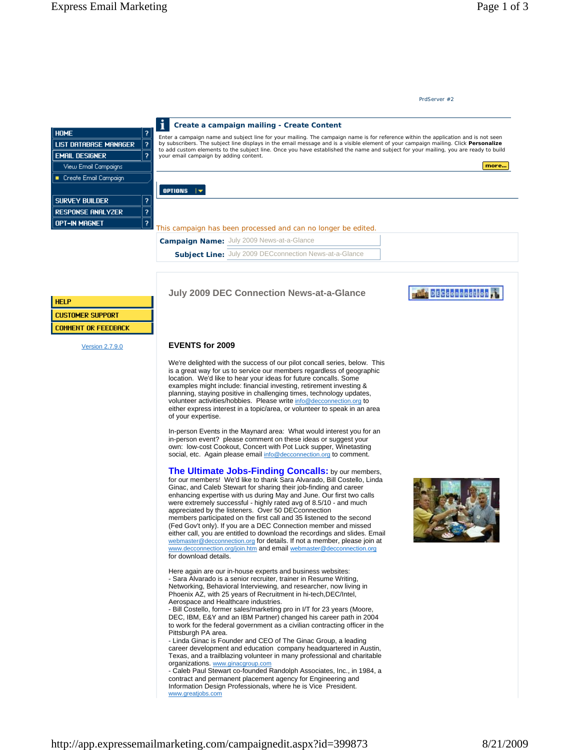PrdServer #2

- HOME
- LIST DATABASE MANAGER
- EMAIL DESIGNER
  - View Email Campaigns
  - Create Email Campaign
- SURVEY BUILDER
- RESPONSE ANALYZER
- OPT-IN MAGNET

- HELP
- CUSTOMER SUPPORT
- COMMENT OR FEEDBACK

Version 2.7.9.0

## Create a campaign mailing - Create Content

Enter a campaign name and subject line for your mailing. The campaign name is for reference within the application and is not seen by subscribers. The subject line displays in the email message and is a visible element of your campaign mailing. Click **Personalize** to add custom elements to the subject line. Once you have established the name and subject for your mailing, you are ready to build your email campaign by adding content.

more...

OPTIONS

This campaign has been processed and can no longer be edited.

**Campaign Name:** July 2009 News-at-a-Glance

**Subject Line:** July 2009 DECconnection News-at-a-Glance

## July 2009 DEC Connection News-at-a-Glance

DECconnection

### EVENTS for 2009

We're delighted with the success of our pilot concall series, below. This is a great way for us to service our members regardless of geographic location. We'd like to hear your ideas for future concalls. Some examples might include: financial investing, retirement investing & planning, staying positive in challenging times, technology updates, volunteer activities/hobbies. Please write info@decconnection.org to either express interest in a topic/area, or volunteer to speak in an area of your expertise.

In-person Events in the Maynard area: What would interest you for an in-person event? please comment on these ideas or suggest your own: low-cost Cookout, Concert with Pot Luck supper, Winetasting social, etc. Again please email info@decconnection.org to comment.

**The Ultimate Jobs-Finding Concalls:** by our members, for our members! We'd like to thank Sara Alvarado, Bill Costello, Linda Ginac, and Caleb Stewart for sharing their job-finding and career enhancing expertise with us during May and June. Our first two calls were extremely successful - highly rated avg of 8.5/10 - and much appreciated by the listeners. Over 50 DECconnection members participated on the first call and 35 listened to the second (Fed Gov't only). If you are a DEC Connection member and missed either call, you are entitled to download the recordings and slides. Email webmaster@decconnection.org for details. If not a member, please join at www.decconnection.org/join.htm and email webmaster@decconnection.org for download details.

Here again are our in-house experts and business websites:
- Sara Alvarado is a senior recruiter, trainer in Resume Writing, Networking, Behavioral Interviewing, and researcher, now living in Phoenix AZ, with 25 years of Recruitment in hi-tech,DEC/Intel, Aerospace and Healthcare industries.
- Bill Costello, former sales/marketing pro in I/T for 23 years (Moore, DEC, IBM, E&Y and an IBM Partner) changed his career path in 2004 to work for the federal government as a civilian contracting officer in the Pittsburgh PA area.
- Linda Ginac is Founder and CEO of The Ginac Group, a leading career development and education company headquartered in Austin, Texas, and a trailblazing volunteer in many professional and charitable organizations. www.ginacgroup.com
- Caleb Paul Stewart co-founded Randolph Associates, Inc., in 1984, a contract and permanent placement agency for Engineering and Information Design Professionals, where he is Vice President. www.greatjobs.com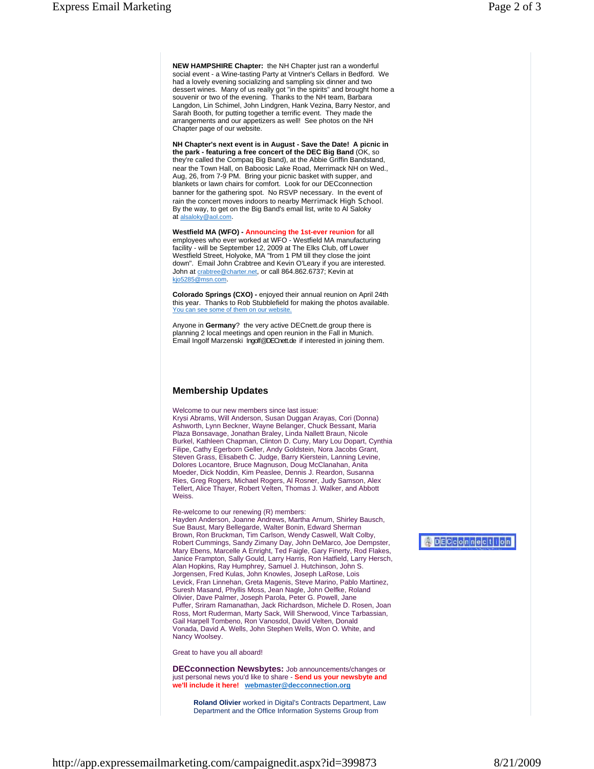**NEW HAMPSHIRE Chapter:** the NH Chapter just ran a wonderful social event - a Wine-tasting Party at Vintner's Cellars in Bedford. We had a lovely evening socializing and sampling six dinner and two dessert wines. Many of us really got "in the spirits" and brought home a souvenir or two of the evening. Thanks to the NH team, Barbara Langdon, Lin Schimel, John Lindgren, Hank Vezina, Barry Nestor, and Sarah Booth, for putting together a terrific event. They made the arrangements and our appetizers as well! See photos on the NH Chapter page of our website.

**NH Chapter's next event is in August - Save the Date! A picnic in the park - featuring a free concert of the DEC Big Band** (OK, so they're called the Compaq Big Band), at the Abbie Griffin Bandstand, near the Town Hall, on Baboosic Lake Road, Merrimack NH on Wed., Aug, 26, from 7-9 PM. Bring your picnic basket with supper, and blankets or lawn chairs for comfort. Look for our DECconnection banner for the gathering spot. No RSVP necessary. In the event of rain the concert moves indoors to nearby Merrimack High School. By the way, to get on the Big Band's email list, write to Al Saloky at alsaloky@aol.com.

**Westfield MA (WFO) -** **Announcing the 1st-ever reunion** for all employees who ever worked at WFO - Westfield MA manufacturing facility - will be September 12, 2009 at The Elks Club, off Lower Westfield Street, Holyoke, MA "from 1 PM till they close the joint down". Email John Crabtree and Kevin O'Leary if you are interested. John at crabtree@charter.net, or call 864.862.6737; Kevin at kjo5285@msn.com.

**Colorado Springs (CXO) -** enjoyed their annual reunion on April 24th this year. Thanks to Rob Stubblefield for making the photos available. You can see some of them on our website.

Anyone in **Germany**? the very active DECnett.de group there is planning 2 local meetings and open reunion in the Fall in Munich. Email Ingolf Marzenski Ingolf@DECnett.de if interested in joining them.

## Membership Updates

Welcome to our new members since last issue:
Krysi Abrams, Will Anderson, Susan Duggan Arayas, Cori (Donna) Ashworth, Lynn Beckner, Wayne Belanger, Chuck Bessant, Maria Plaza Bonsavage, Jonathan Braley, Linda Nallett Braun, Nicole Burkel, Kathleen Chapman, Clinton D. Cuny, Mary Lou Dopart, Cynthia Filipe, Cathy Egerborn Geller, Andy Goldstein, Nora Jacobs Grant, Steven Grass, Elisabeth C. Judge, Barry Kierstein, Lanning Levine, Dolores Locantore, Bruce Magnuson, Doug McClanahan, Anita Moeder, Dick Noddin, Kim Peaslee, Dennis J. Reardon, Susanna Ries, Greg Rogers, Michael Rogers, Al Rosner, Judy Samson, Alex Tellert, Alice Thayer, Robert Velten, Thomas J. Walker, and Abbott Weiss.

Re-welcome to our renewing (R) members:
Hayden Anderson, Joanne Andrews, Martha Arnum, Shirley Bausch, Sue Baust, Mary Bellegarde, Walter Bonin, Edward Sherman Brown, Ron Bruckman, Tim Carlson, Wendy Caswell, Walt Colby, Robert Cummings, Sandy Zimany Day, John DeMarco, Joe Dempster, Mary Ebens, Marcelle A Enright, Ted Faigle, Gary Finerty, Rod Flakes, Janice Frampton, Sally Gould, Larry Harris, Ron Hatfield, Larry Hersch, Alan Hopkins, Ray Humphrey, Samuel J. Hutchinson, John S. Jorgensen, Fred Kulas, John Knowles, Joseph LaRose, Lois Levick, Fran Linnehan, Greta Magenis, Steve Marino, Pablo Martinez, Suresh Masand, Phyllis Moss, Jean Nagle, John Oelfke, Roland Olivier, Dave Palmer, Joseph Parola, Peter G. Powell, Jane Puffer, Sriram Ramanathan, Jack Richardson, Michele D. Rosen, Joan Ross, Mort Ruderman, Marty Sack, Will Sherwood, Vince Tarbassian, Gail Harpell Tombeno, Ron Vanosdol, David Velten, Donald Vonada, David A. Wells, John Stephen Wells, Won O. White, and Nancy Woolsey.

Great to have you all aboard!

**DECconnection Newsbytes:** Job announcements/changes or just personal news you'd like to share - **Send us your newsbyte and we'll include it here!** **webmaster@decconnection.org**

**Roland Olivier** worked in Digital's Contracts Department, Law Department and the Office Information Systems Group from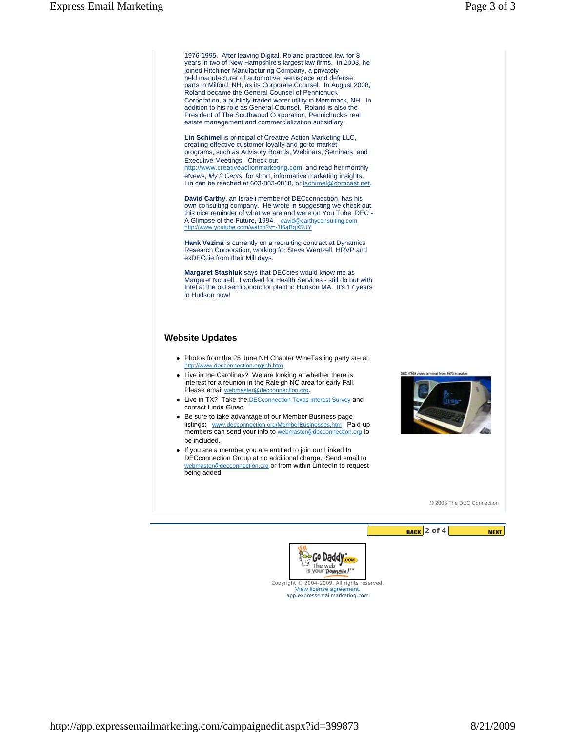1976-1995. After leaving Digital, Roland practiced law for 8 years in two of New Hampshire's largest law firms. In 2003, he joined Hitchiner Manufacturing Company, a privately-held manufacturer of automotive, aerospace and defense parts in Milford, NH, as its Corporate Counsel. In August 2008, Roland became the General Counsel of Pennichuck Corporation, a publicly-traded water utility in Merrimack, NH. In addition to his role as General Counsel, Roland is also the President of The Southwood Corporation, Pennichuck's real estate management and commercialization subsidiary.

**Lin Schimel** is principal of Creative Action Marketing LLC, creating effective customer loyalty and go-to-market programs, such as Advisory Boards, Webinars, Seminars, and Executive Meetings. Check out http://www.creativeactionmarketing.com, and read her monthly eNews, *My 2 Cents,* for short, informative marketing insights. Lin can be reached at 603-883-0818, or lschimel@comcast.net.

**David Carthy**, an Israeli member of DECconnection, has his own consulting company. He wrote in suggesting we check out this nice reminder of what we are and were on You Tube: DEC - A Glimpse of the Future, 1994. david@carthyconsulting.com http://www.youtube.com/watch?v=-1l6aBgX5UY

**Hank Vezina** is currently on a recruiting contract at Dynamics Research Corporation, working for Steve Wentzell, HRVP and exDECcie from their Mill days.

**Margaret Stashluk** says that DECcies would know me as Margaret Nourell. I worked for Health Services - still do but with Intel at the old semiconductor plant in Hudson MA. It's 17 years in Hudson now!

## Website Updates

- Photos from the 25 June NH Chapter WineTasting party are at: http://www.decconnection.org/nh.htm
- Live in the Carolinas? We are looking at whether there is interest for a reunion in the Raleigh NC area for early Fall. Please email webmaster@decconnection.org.
- Live in TX? Take the DECconnection Texas Interest Survey and contact Linda Ginac.
- Be sure to take advantage of our Member Business page listings: www.decconnection.org/MemberBusinesses.htm Paid-up members can send your info to webmaster@decconnection.org to be included.
- If you are a member you are entitled to join our Linked In DECconnection Group at no additional charge. Send email to webmaster@decconnection.org or from within LinkedIn to request being added.

DEC VT05 video terminal from 1973 in action

© 2008 The DEC Connection

Copyright © 2004-2009. All rights reserved.
View license agreement.
app.expressemailmarketing.com